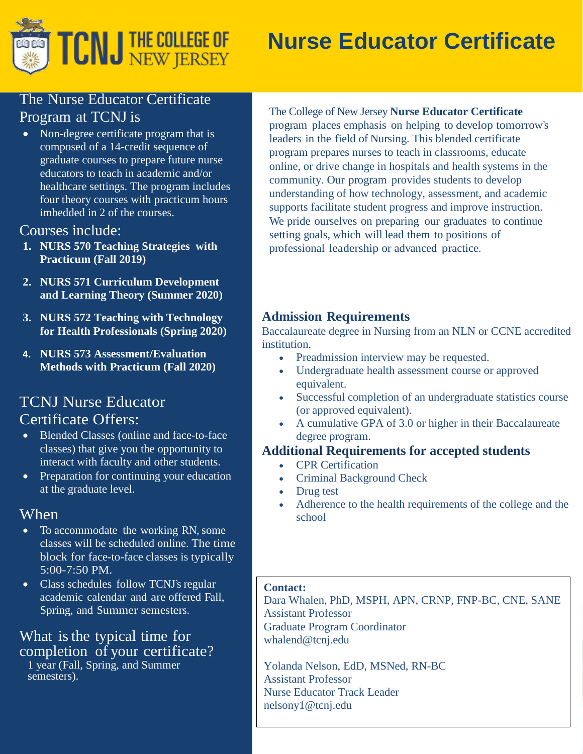# Nurse Educator Certificate

TCNJ THE COLLEGE OF NEW JERSEY

## The Nurse Educator Certificate Program at TCNJ is

- Non-degree certificate program that is composed of a 14-credit sequence of graduate courses to prepare future nurse educators to teach in academic and/or healthcare settings. The program includes four theory courses with practicum hours imbedded in 2 of the courses.

## Courses include:

1. **NURS 570 Teaching Strategies with Practicum (Fall 2019)**
2. **NURS 571 Curriculum Development and Learning Theory (Summer 2020)**
3. **NURS 572 Teaching with Technology for Health Professionals (Spring 2020)**
4. **NURS 573 Assessment/Evaluation Methods with Practicum (Fall 2020)**

## TCNJ Nurse Educator Certificate Offers:

- Blended Classes (online and face-to-face classes) that give you the opportunity to interact with faculty and other students.
- Preparation for continuing your education at the graduate level.

## When

- To accommodate the working RN, some classes will be scheduled online. The time block for face-to-face classes is typically 5:00-7:50 PM.
- Class schedules follow TCNJ's regular academic calendar and are offered Fall, Spring, and Summer semesters.

## What is the typical time for completion of your certificate?

1 year (Fall, Spring, and Summer semesters).

The College of New Jersey **Nurse Educator Certificate** program places emphasis on helping to develop tomorrow's leaders in the field of Nursing. This blended certificate program prepares nurses to teach in classrooms, educate online, or drive change in hospitals and health systems in the community. Our program provides students to develop understanding of how technology, assessment, and academic supports facilitate student progress and improve instruction. We pride ourselves on preparing our graduates to continue setting goals, which will lead them to positions of professional leadership or advanced practice.

## Admission Requirements

Baccalaureate degree in Nursing from an NLN or CCNE accredited institution.

- Preadmission interview may be requested.
- Undergraduate health assessment course or approved equivalent.
- Successful completion of an undergraduate statistics course (or approved equivalent).
- A cumulative GPA of 3.0 or higher in their Baccalaureate degree program.

## Additional Requirements for accepted students

- CPR Certification
- Criminal Background Check
- Drug test
- Adherence to the health requirements of the college and the school

**Contact:**

Dara Whalen, PhD, MSPH, APN, CRNP, FNP-BC, CNE, SANE
Assistant Professor
Graduate Program Coordinator
whalend@tcnj.edu

Yolanda Nelson, EdD, MSNed, RN-BC
Assistant Professor
Nurse Educator Track Leader
nelsony1@tcnj.edu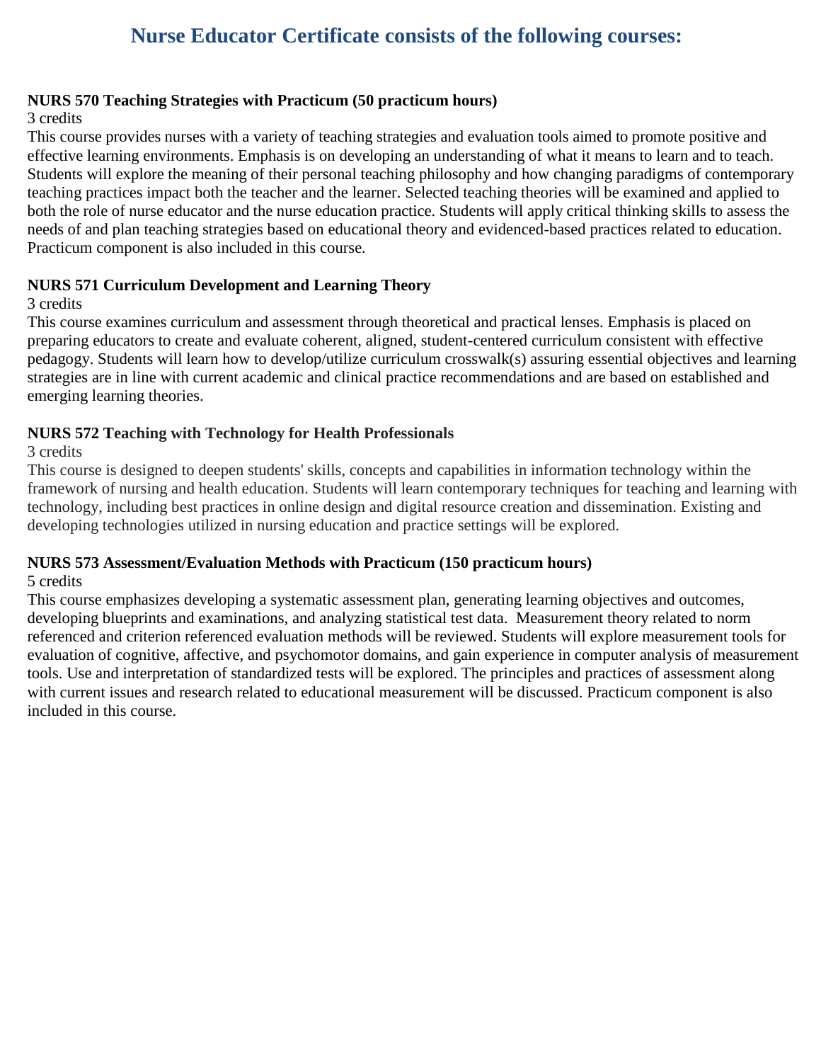# Nurse Educator Certificate consists of the following courses:

**NURS 570 Teaching Strategies with Practicum (50 practicum hours)**
3 credits
This course provides nurses with a variety of teaching strategies and evaluation tools aimed to promote positive and effective learning environments. Emphasis is on developing an understanding of what it means to learn and to teach. Students will explore the meaning of their personal teaching philosophy and how changing paradigms of contemporary teaching practices impact both the teacher and the learner. Selected teaching theories will be examined and applied to both the role of nurse educator and the nurse education practice. Students will apply critical thinking skills to assess the needs of and plan teaching strategies based on educational theory and evidenced-based practices related to education. Practicum component is also included in this course.

**NURS 571 Curriculum Development and Learning Theory**
3 credits
This course examines curriculum and assessment through theoretical and practical lenses. Emphasis is placed on preparing educators to create and evaluate coherent, aligned, student-centered curriculum consistent with effective pedagogy. Students will learn how to develop/utilize curriculum crosswalk(s) assuring essential objectives and learning strategies are in line with current academic and clinical practice recommendations and are based on established and emerging learning theories.

**NURS 572 Teaching with Technology for Health Professionals**
3 credits
This course is designed to deepen students' skills, concepts and capabilities in information technology within the framework of nursing and health education. Students will learn contemporary techniques for teaching and learning with technology, including best practices in online design and digital resource creation and dissemination. Existing and developing technologies utilized in nursing education and practice settings will be explored.

**NURS 573 Assessment/Evaluation Methods with Practicum (150 practicum hours)**
5 credits
This course emphasizes developing a systematic assessment plan, generating learning objectives and outcomes, developing blueprints and examinations, and analyzing statistical test data. Measurement theory related to norm referenced and criterion referenced evaluation methods will be reviewed. Students will explore measurement tools for evaluation of cognitive, affective, and psychomotor domains, and gain experience in computer analysis of measurement tools. Use and interpretation of standardized tests will be explored. The principles and practices of assessment along with current issues and research related to educational measurement will be discussed. Practicum component is also included in this course.